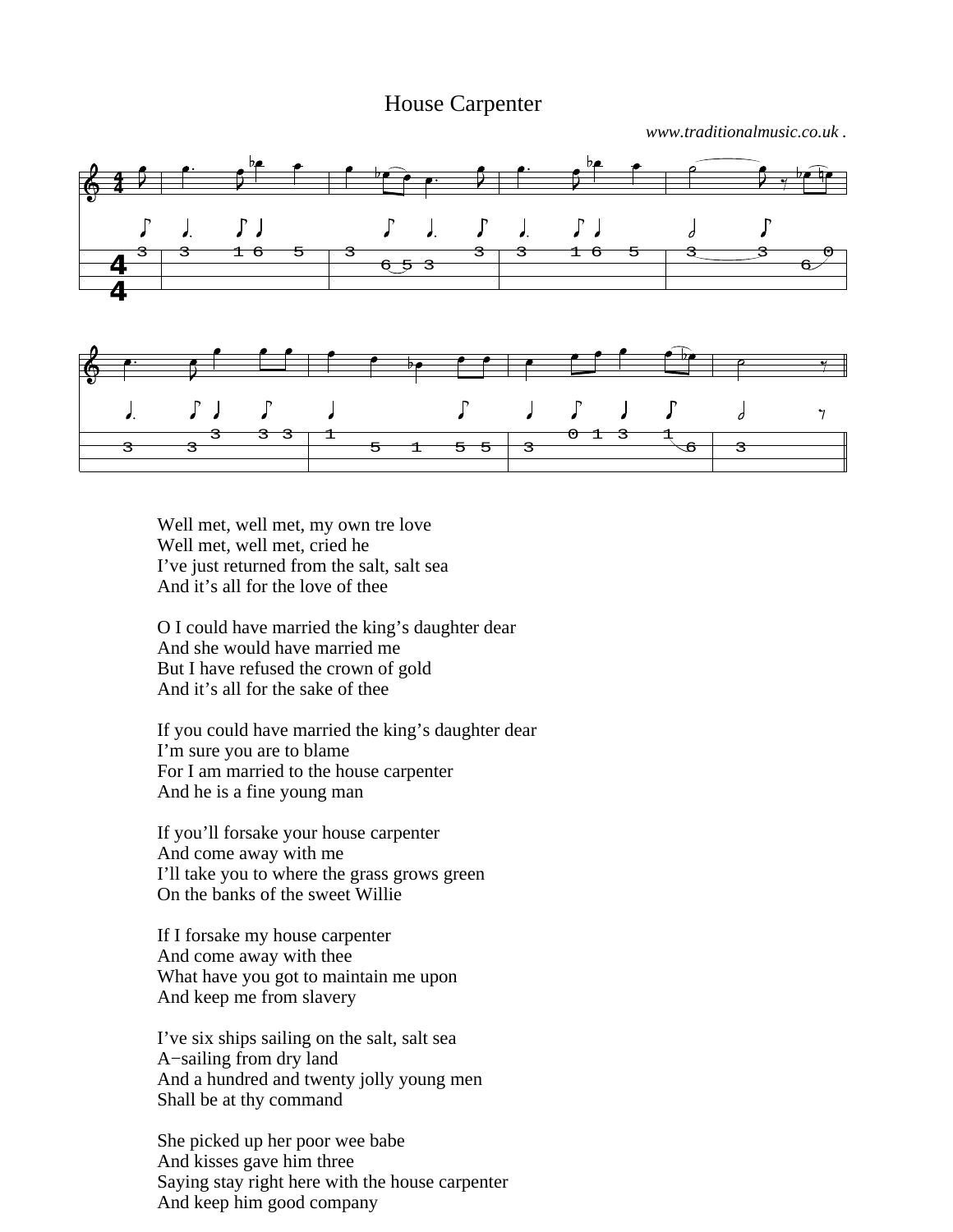# House Carpenter

*www.traditionalmusic.co.uk .*

Well met, well met, my own tre love
Well met, well met, cried he
I've just returned from the salt, salt sea
And it's all for the love of thee

O I could have married the king's daughter dear
And she would have married me
But I have refused the crown of gold
And it's all for the sake of thee

If you could have married the king's daughter dear
I'm sure you are to blame
For I am married to the house carpenter
And he is a fine young man

If you'll forsake your house carpenter
And come away with me
I'll take you to where the grass grows green
On the banks of the sweet Willie

If I forsake my house carpenter
And come away with thee
What have you got to maintain me upon
And keep me from slavery

I've six ships sailing on the salt, salt sea
A−sailing from dry land
And a hundred and twenty jolly young men
Shall be at thy command

She picked up her poor wee babe
And kisses gave him three
Saying stay right here with the house carpenter
And keep him good company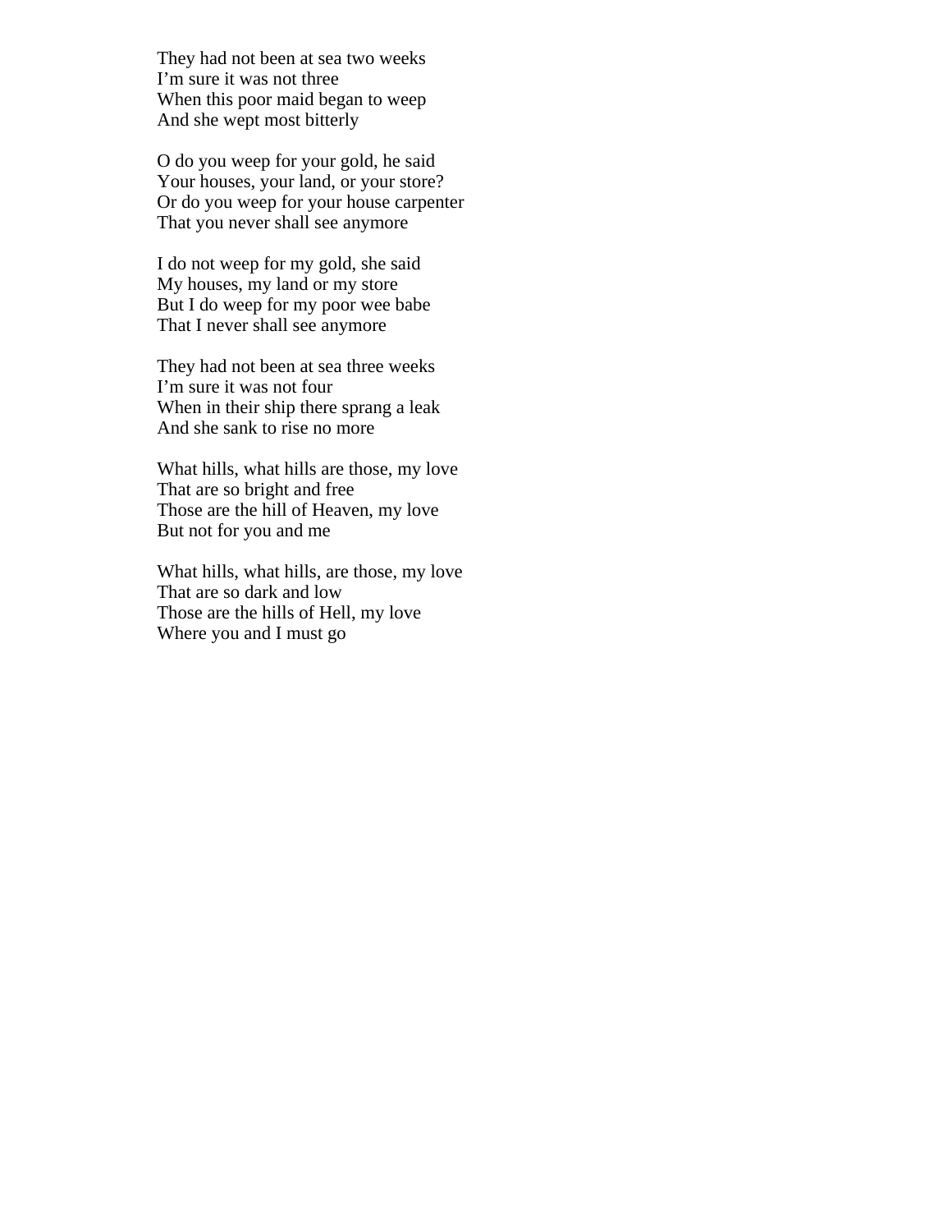They had not been at sea two weeks
I’m sure it was not three
When this poor maid began to weep
And she wept most bitterly

O do you weep for your gold, he said
Your houses, your land, or your store?
Or do you weep for your house carpenter
That you never shall see anymore

I do not weep for my gold, she said
My houses, my land or my store
But I do weep for my poor wee babe
That I never shall see anymore

They had not been at sea three weeks
I’m sure it was not four
When in their ship there sprang a leak
And she sank to rise no more

What hills, what hills are those, my love
That are so bright and free
Those are the hill of Heaven, my love
But not for you and me

What hills, what hills, are those, my love
That are so dark and low
Those are the hills of Hell, my love
Where you and I must go